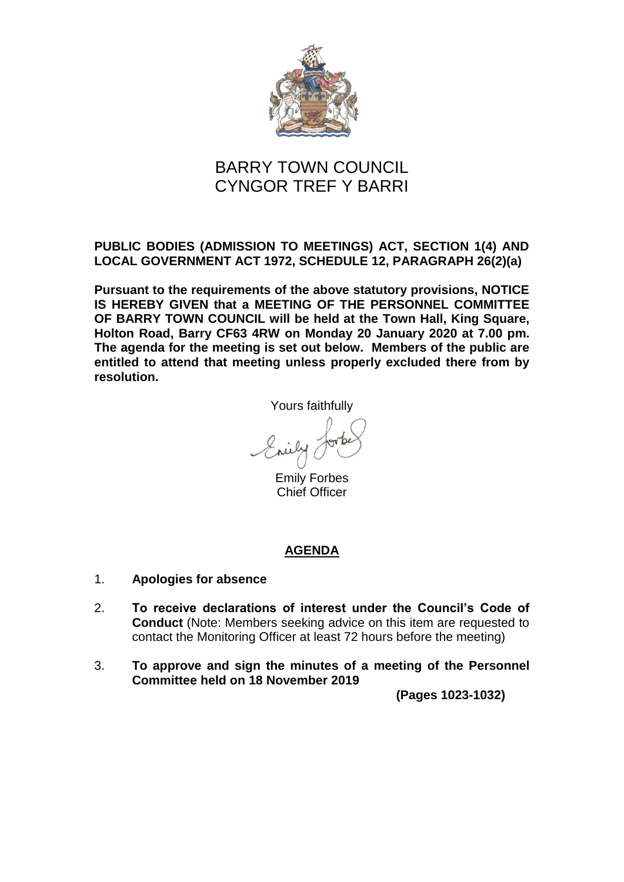# BARRY TOWN COUNCIL
# CYNGOR TREF Y BARRI

**PUBLIC BODIES (ADMISSION TO MEETINGS) ACT, SECTION 1(4) AND LOCAL GOVERNMENT ACT 1972, SCHEDULE 12, PARAGRAPH 26(2)(a)**

**Pursuant to the requirements of the above statutory provisions, NOTICE IS HEREBY GIVEN that a MEETING OF THE PERSONNEL COMMITTEE OF BARRY TOWN COUNCIL will be held at the Town Hall, King Square, Holton Road, Barry CF63 4RW on Monday 20 January 2020 at 7.00 pm. The agenda for the meeting is set out below. Members of the public are entitled to attend that meeting unless properly excluded there from by resolution.**

Yours faithfully

Emily Forbes
Chief Officer

## AGENDA

1. **Apologies for absence**

2. **To receive declarations of interest under the Council's Code of Conduct** (Note: Members seeking advice on this item are requested to contact the Monitoring Officer at least 72 hours before the meeting)

3. **To approve and sign the minutes of a meeting of the Personnel Committee held on 18 November 2019**

   **(Pages 1023-1032)**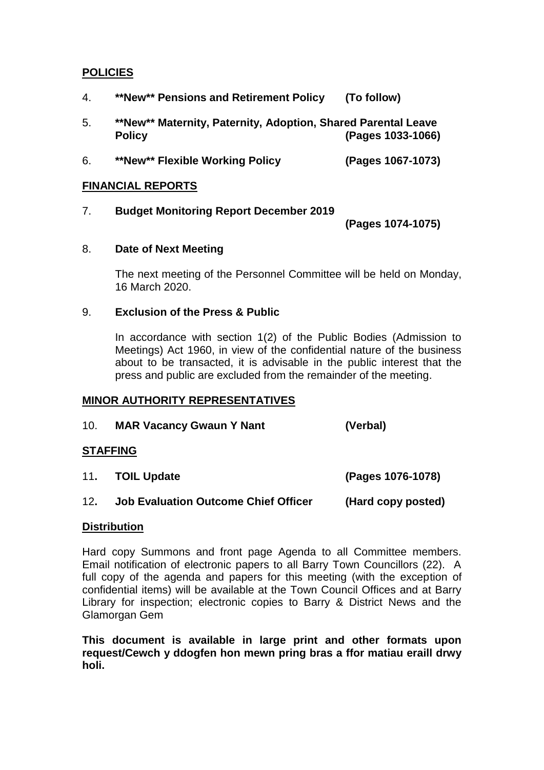**POLICIES**

4. **\*\*New\*\* Pensions and Retirement Policy (To follow)**

5. **\*\*New\*\* Maternity, Paternity, Adoption, Shared Parental Leave Policy (Pages 1033-1066)**

6. **\*\*New\*\* Flexible Working Policy (Pages 1067-1073)**

**FINANCIAL REPORTS**

7. **Budget Monitoring Report December 2019 (Pages 1074-1075)**

8. **Date of Next Meeting**

   The next meeting of the Personnel Committee will be held on Monday, 16 March 2020.

9. **Exclusion of the Press & Public**

   In accordance with section 1(2) of the Public Bodies (Admission to Meetings) Act 1960, in view of the confidential nature of the business about to be transacted, it is advisable in the public interest that the press and public are excluded from the remainder of the meeting.

**MINOR AUTHORITY REPRESENTATIVES**

10. **MAR Vacancy Gwaun Y Nant (Verbal)**

**STAFFING**

11. **TOIL Update (Pages 1076-1078)**

12. **Job Evaluation Outcome Chief Officer (Hard copy posted)**

**Distribution**

Hard copy Summons and front page Agenda to all Committee members. Email notification of electronic papers to all Barry Town Councillors (22). A full copy of the agenda and papers for this meeting (with the exception of confidential items) will be available at the Town Council Offices and at Barry Library for inspection; electronic copies to Barry & District News and the Glamorgan Gem

**This document is available in large print and other formats upon request/Cewch y ddogfen hon mewn pring bras a ffor matiau eraill drwy holi.**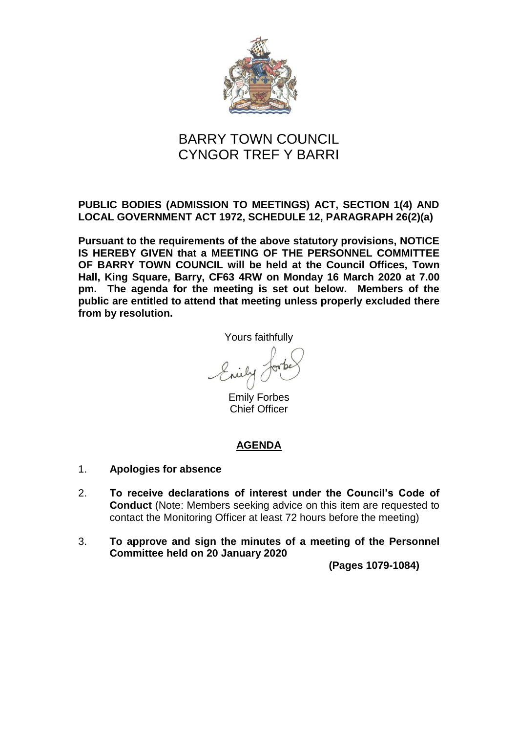# BARRY TOWN COUNCIL
# CYNGOR TREF Y BARRI

**PUBLIC BODIES (ADMISSION TO MEETINGS) ACT, SECTION 1(4) AND LOCAL GOVERNMENT ACT 1972, SCHEDULE 12, PARAGRAPH 26(2)(a)**

**Pursuant to the requirements of the above statutory provisions, NOTICE IS HEREBY GIVEN that a MEETING OF THE PERSONNEL COMMITTEE OF BARRY TOWN COUNCIL will be held at the Council Offices, Town Hall, King Square, Barry, CF63 4RW on Monday 16 March 2020 at 7.00 pm. The agenda for the meeting is set out below. Members of the public are entitled to attend that meeting unless properly excluded there from by resolution.**

Yours faithfully

Emily Forbes
Chief Officer

## AGENDA

1. **Apologies for absence**

2. **To receive declarations of interest under the Council's Code of Conduct** (Note: Members seeking advice on this item are requested to contact the Monitoring Officer at least 72 hours before the meeting)

3. **To approve and sign the minutes of a meeting of the Personnel Committee held on 20 January 2020**

   **(Pages 1079-1084)**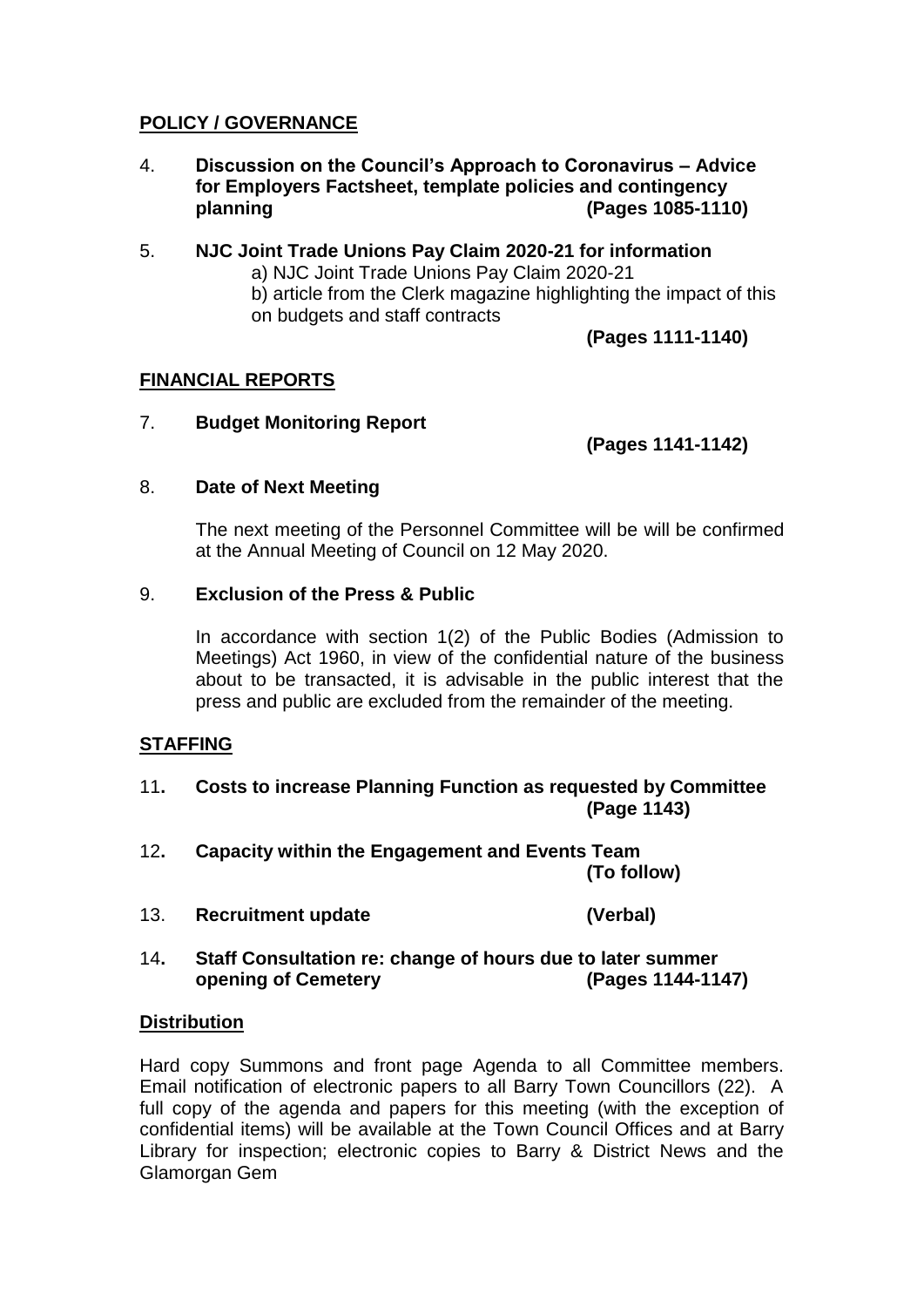**POLICY / GOVERNANCE**

4. **Discussion on the Council's Approach to Coronavirus – Advice for Employers Factsheet, template policies and contingency planning (Pages 1085-1110)**

5. **NJC Joint Trade Unions Pay Claim 2020-21 for information**
   a) NJC Joint Trade Unions Pay Claim 2020-21
   b) article from the Clerk magazine highlighting the impact of this on budgets and staff contracts
   **(Pages 1111-1140)**

**FINANCIAL REPORTS**

7. **Budget Monitoring Report**
   **(Pages 1141-1142)**

8. **Date of Next Meeting**

   The next meeting of the Personnel Committee will be will be confirmed at the Annual Meeting of Council on 12 May 2020.

9. **Exclusion of the Press & Public**

   In accordance with section 1(2) of the Public Bodies (Admission to Meetings) Act 1960, in view of the confidential nature of the business about to be transacted, it is advisable in the public interest that the press and public are excluded from the remainder of the meeting.

**STAFFING**

11. **Costs to increase Planning Function as requested by Committee (Page 1143)**

12. **Capacity within the Engagement and Events Team (To follow)**

13. **Recruitment update (Verbal)**

14. **Staff Consultation re: change of hours due to later summer opening of Cemetery (Pages 1144-1147)**

**Distribution**

Hard copy Summons and front page Agenda to all Committee members. Email notification of electronic papers to all Barry Town Councillors (22). A full copy of the agenda and papers for this meeting (with the exception of confidential items) will be available at the Town Council Offices and at Barry Library for inspection; electronic copies to Barry & District News and the Glamorgan Gem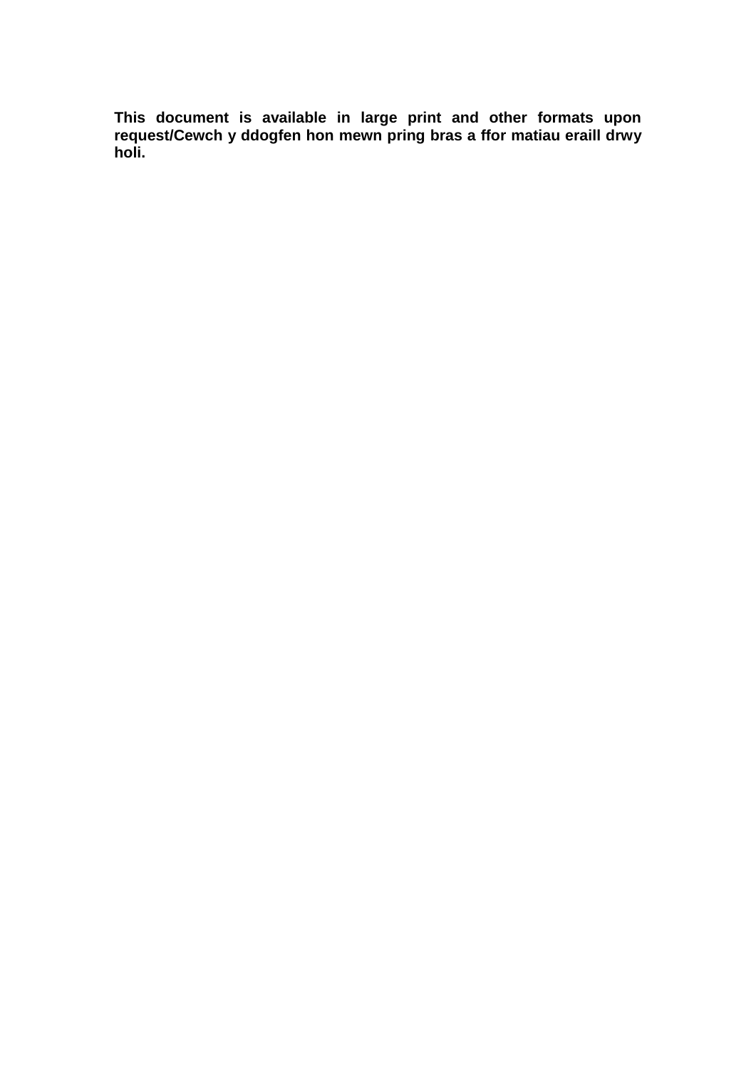**This document is available in large print and other formats upon request/Cewch y ddogfen hon mewn pring bras a ffor matiau eraill drwy holi.**